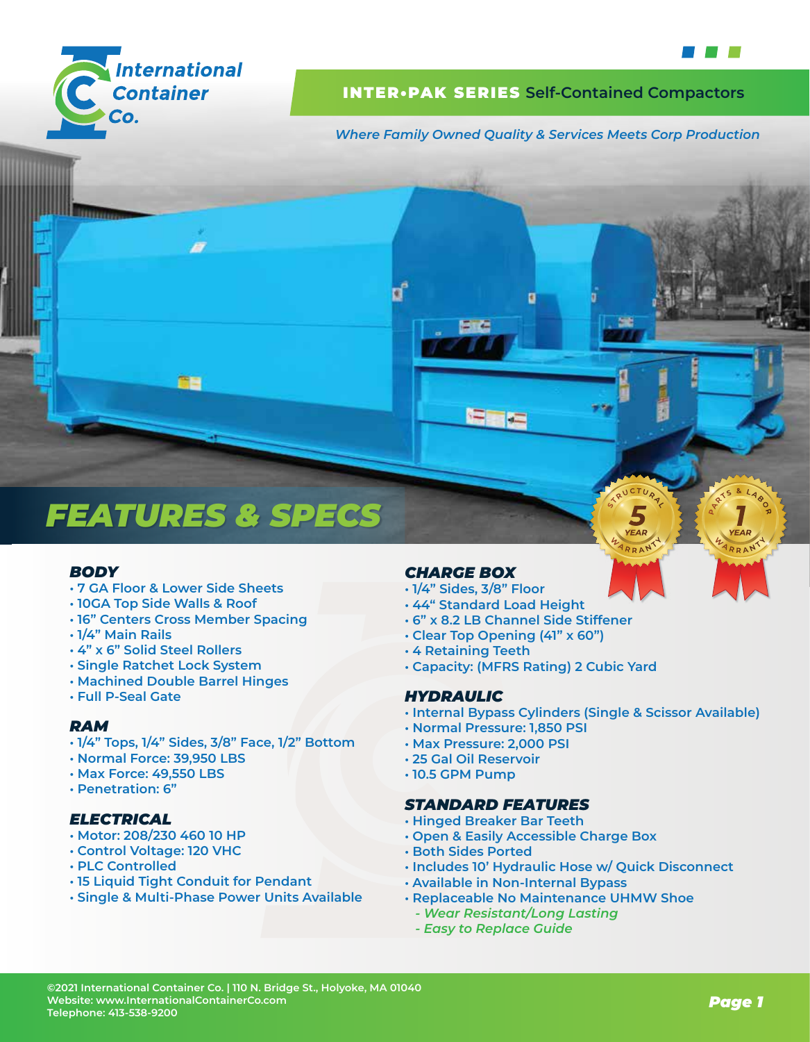International Container Co.

# INTER•PAK SERIES Self-Contained Compactors

*Where Family Owned Quality & Services Meets Corp Production*

## FEATURES & SPECS

STRUCTURAL 5 YEAR WARRANTY

PARTS & LABOR 1 YEAR WARRANTY

### BODY

- 7 GA Floor & Lower Side Sheets
- 10GA Top Side Walls & Roof
- 16" Centers Cross Member Spacing
- 1/4" Main Rails
- 4" x 6" Solid Steel Rollers
- Single Ratchet Lock System
- Machined Double Barrel Hinges
- Full P-Seal Gate

### RAM

- 1/4" Tops, 1/4" Sides, 3/8" Face, 1/2" Bottom
- Normal Force: 39,950 LBS
- Max Force: 49,550 LBS
- Penetration: 6"

### ELECTRICAL

- Motor: 208/230 460 10 HP
- Control Voltage: 120 VHC
- PLC Controlled
- 15 Liquid Tight Conduit for Pendant
- Single & Multi-Phase Power Units Available

### CHARGE BOX

- 1/4" Sides, 3/8" Floor
- 44" Standard Load Height
- 6" x 8.2 LB Channel Side Stiffener
- Clear Top Opening (41" x 60")
- 4 Retaining Teeth
- Capacity: (MFRS Rating) 2 Cubic Yard

### HYDRAULIC

- Internal Bypass Cylinders (Single & Scissor Available)
- Normal Pressure: 1,850 PSI
- Max Pressure: 2,000 PSI
- 25 Gal Oil Reservoir
- 10.5 GPM Pump

### STANDARD FEATURES

- Hinged Breaker Bar Teeth
- Open & Easily Accessible Charge Box
- Both Sides Ported
- Includes 10' Hydraulic Hose w/ Quick Disconnect
- Available in Non-Internal Bypass
- Replaceable No Maintenance UHMW Shoe
  - *Wear Resistant/Long Lasting*
  - *Easy to Replace Guide*

©2021 International Container Co. | 110 N. Bridge St., Holyoke, MA 01040
Website: www.InternationalContainerCo.com
Telephone: 413-538-9200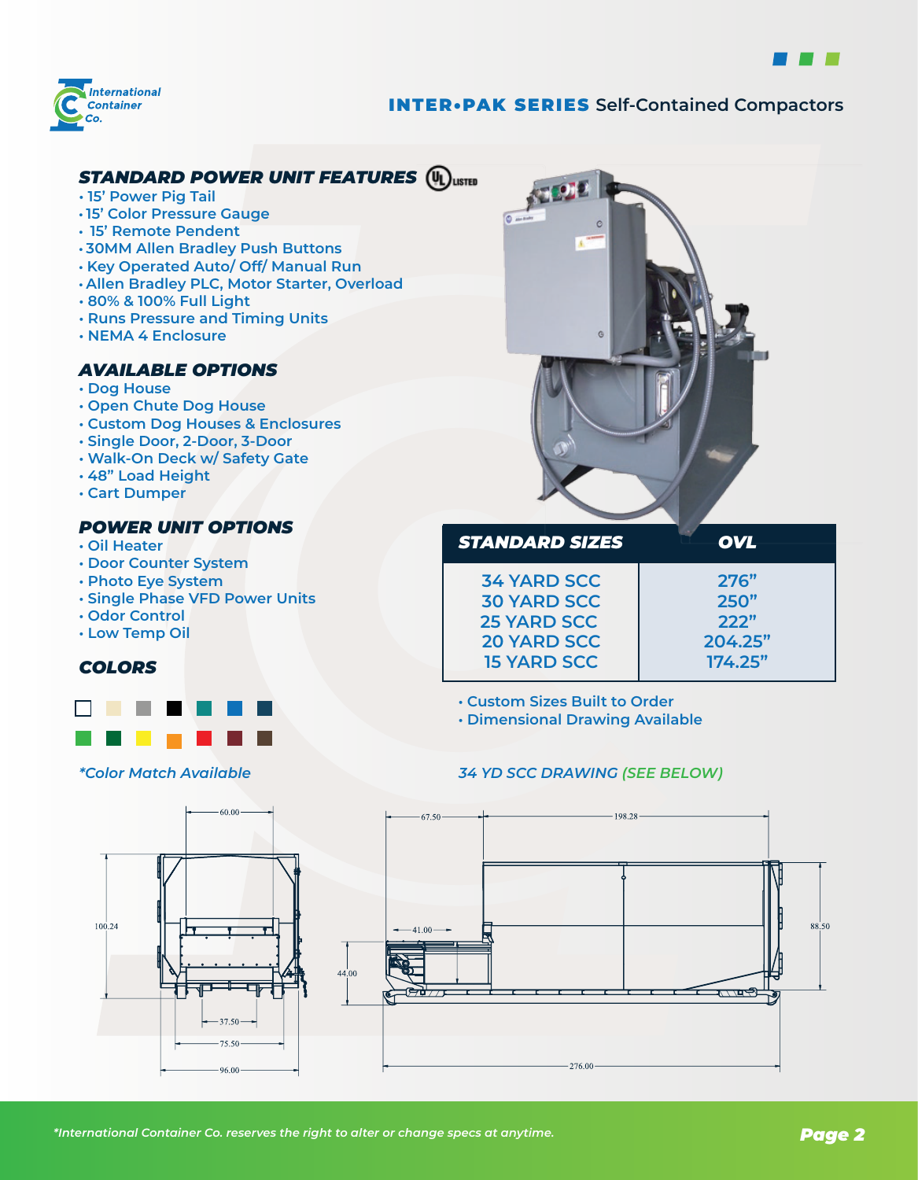International Container Co.

**INTER•PAK SERIES** Self-Contained Compactors

## STANDARD POWER UNIT FEATURES (UL LISTED)

- 15' Power Pig Tail
- 15' Color Pressure Gauge
- 15' Remote Pendent
- 30MM Allen Bradley Push Buttons
- Key Operated Auto/ Off/ Manual Run
- Allen Bradley PLC, Motor Starter, Overload
- 80% & 100% Full Light
- Runs Pressure and Timing Units
- NEMA 4 Enclosure

## AVAILABLE OPTIONS

- Dog House
- Open Chute Dog House
- Custom Dog Houses & Enclosures
- Single Door, 2-Door, 3-Door
- Walk-On Deck w/ Safety Gate
- 48" Load Height
- Cart Dumper

## POWER UNIT OPTIONS

- Oil Heater
- Door Counter System
- Photo Eye System
- Single Phase VFD Power Units
- Odor Control
- Low Temp Oil

## COLORS

*\*Color Match Available*

| STANDARD SIZES | OVL |
|---|---|
| 34 YARD SCC | 276" |
| 30 YARD SCC | 250" |
| 25 YARD SCC | 222" |
| 20 YARD SCC | 204.25" |
| 15 YARD SCC | 174.25" |

- Custom Sizes Built to Order
- Dimensional Drawing Available

*34 YD SCC DRAWING (SEE BELOW)*

60.00
100.24
37.50
75.50
96.00

67.50
198.28
41.00
88.50
44.00
276.00

*\*International Container Co. reserves the right to alter or change specs at anytime.*